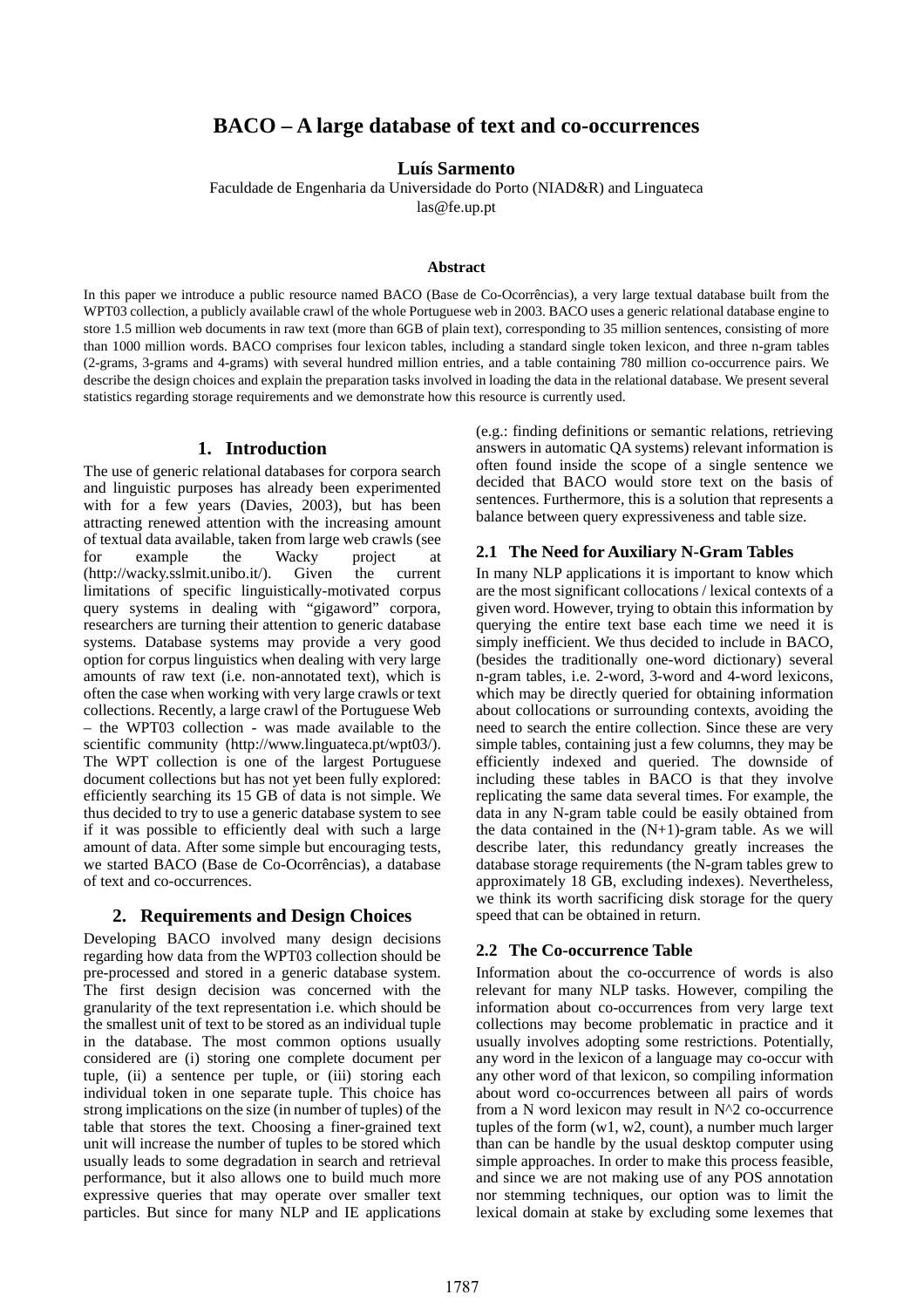# BACO – A large database of text and co-occurrences

**Luís Sarmento**

Faculdade de Engenharia da Universidade do Porto (NIAD&R) and Linguateca
las@fe.up.pt

### Abstract

In this paper we introduce a public resource named BACO (Base de Co-Ocorrências), a very large textual database built from the WPT03 collection, a publicly available crawl of the whole Portuguese web in 2003. BACO uses a generic relational database engine to store 1.5 million web documents in raw text (more than 6GB of plain text), corresponding to 35 million sentences, consisting of more than 1000 million words. BACO comprises four lexicon tables, including a standard single token lexicon, and three n-gram tables (2-grams, 3-grams and 4-grams) with several hundred million entries, and a table containing 780 million co-occurrence pairs. We describe the design choices and explain the preparation tasks involved in loading the data in the relational database. We present several statistics regarding storage requirements and we demonstrate how this resource is currently used.

## 1. Introduction

The use of generic relational databases for corpora search and linguistic purposes has already been experimented with for a few years (Davies, 2003), but has been attracting renewed attention with the increasing amount of textual data available, taken from large web crawls (see for example the Wacky project at (http://wacky.sslmit.unibo.it/). Given the current limitations of specific linguistically-motivated corpus query systems in dealing with "gigaword" corpora, researchers are turning their attention to generic database systems. Database systems may provide a very good option for corpus linguistics when dealing with very large amounts of raw text (i.e. non-annotated text), which is often the case when working with very large crawls or text collections. Recently, a large crawl of the Portuguese Web – the WPT03 collection - was made available to the scientific community (http://www.linguateca.pt/wpt03/). The WPT collection is one of the largest Portuguese document collections but has not yet been fully explored: efficiently searching its 15 GB of data is not simple. We thus decided to try to use a generic database system to see if it was possible to efficiently deal with such a large amount of data. After some simple but encouraging tests, we started BACO (Base de Co-Ocorrências), a database of text and co-occurrences.

## 2. Requirements and Design Choices

Developing BACO involved many design decisions regarding how data from the WPT03 collection should be pre-processed and stored in a generic database system. The first design decision was concerned with the granularity of the text representation i.e. which should be the smallest unit of text to be stored as an individual tuple in the database. The most common options usually considered are (i) storing one complete document per tuple, (ii) a sentence per tuple, or (iii) storing each individual token in one separate tuple. This choice has strong implications on the size (in number of tuples) of the table that stores the text. Choosing a finer-grained text unit will increase the number of tuples to be stored which usually leads to some degradation in search and retrieval performance, but it also allows one to build much more expressive queries that may operate over smaller text particles. But since for many NLP and IE applications (e.g.: finding definitions or semantic relations, retrieving answers in automatic QA systems) relevant information is often found inside the scope of a single sentence we decided that BACO would store text on the basis of sentences. Furthermore, this is a solution that represents a balance between query expressiveness and table size.

### 2.1 The Need for Auxiliary N-Gram Tables

In many NLP applications it is important to know which are the most significant collocations / lexical contexts of a given word. However, trying to obtain this information by querying the entire text base each time we need it is simply inefficient. We thus decided to include in BACO, (besides the traditionally one-word dictionary) several n-gram tables, i.e. 2-word, 3-word and 4-word lexicons, which may be directly queried for obtaining information about collocations or surrounding contexts, avoiding the need to search the entire collection. Since these are very simple tables, containing just a few columns, they may be efficiently indexed and queried. The downside of including these tables in BACO is that they involve replicating the same data several times. For example, the data in any N-gram table could be easily obtained from the data contained in the (N+1)-gram table. As we will describe later, this redundancy greatly increases the database storage requirements (the N-gram tables grew to approximately 18 GB, excluding indexes). Nevertheless, we think its worth sacrificing disk storage for the query speed that can be obtained in return.

### 2.2 The Co-occurrence Table

Information about the co-occurrence of words is also relevant for many NLP tasks. However, compiling the information about co-occurrences from very large text collections may become problematic in practice and it usually involves adopting some restrictions. Potentially, any word in the lexicon of a language may co-occur with any other word of that lexicon, so compiling information about word co-occurrences between all pairs of words from a N word lexicon may result in N^2 co-occurrence tuples of the form (w1, w2, count), a number much larger than can be handle by the usual desktop computer using simple approaches. In order to make this process feasible, and since we are not making use of any POS annotation nor stemming techniques, our option was to limit the lexical domain at stake by excluding some lexemes that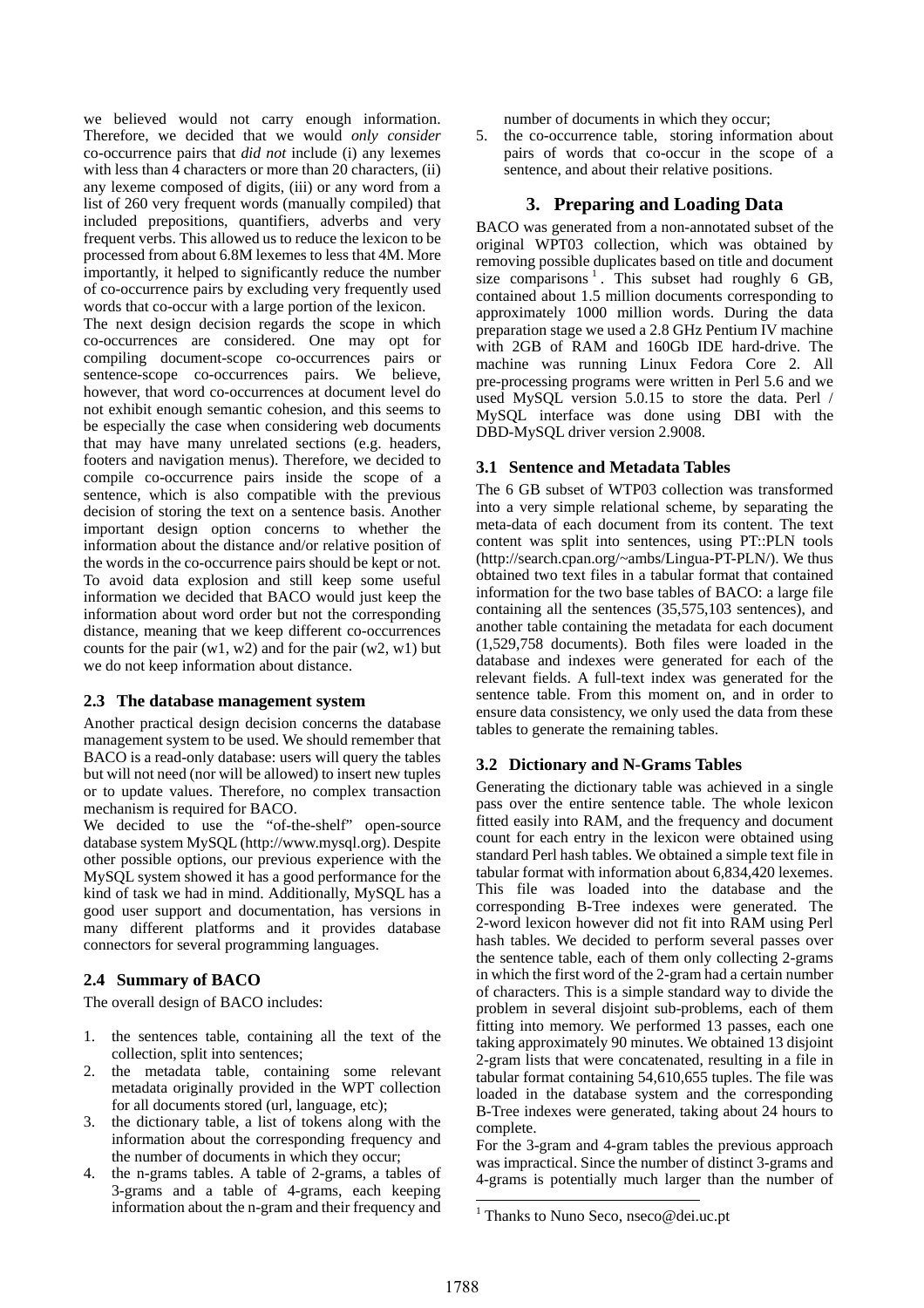we believed would not carry enough information. Therefore, we decided that we would *only consider* co-occurrence pairs that *did not* include (i) any lexemes with less than 4 characters or more than 20 characters, (ii) any lexeme composed of digits, (iii) or any word from a list of 260 very frequent words (manually compiled) that included prepositions, quantifiers, adverbs and very frequent verbs. This allowed us to reduce the lexicon to be processed from about 6.8M lexemes to less that 4M. More importantly, it helped to significantly reduce the number of co-occurrence pairs by excluding very frequently used words that co-occur with a large portion of the lexicon.

The next design decision regards the scope in which co-occurrences are considered. One may opt for compiling document-scope co-occurrences pairs or sentence-scope co-occurrences pairs. We believe, however, that word co-occurrences at document level do not exhibit enough semantic cohesion, and this seems to be especially the case when considering web documents that may have many unrelated sections (e.g. headers, footers and navigation menus). Therefore, we decided to compile co-occurrence pairs inside the scope of a sentence, which is also compatible with the previous decision of storing the text on a sentence basis. Another important design option concerns to whether the information about the distance and/or relative position of the words in the co-occurrence pairs should be kept or not. To avoid data explosion and still keep some useful information we decided that BACO would just keep the information about word order but not the corresponding distance, meaning that we keep different co-occurrences counts for the pair (w1, w2) and for the pair (w2, w1) but we do not keep information about distance.

### 2.3 The database management system

Another practical design decision concerns the database management system to be used. We should remember that BACO is a read-only database: users will query the tables but will not need (nor will be allowed) to insert new tuples or to update values. Therefore, no complex transaction mechanism is required for BACO.

We decided to use the "of-the-shelf" open-source database system MySQL (http://www.mysql.org). Despite other possible options, our previous experience with the MySQL system showed it has a good performance for the kind of task we had in mind. Additionally, MySQL has a good user support and documentation, has versions in many different platforms and it provides database connectors for several programming languages.

### 2.4 Summary of BACO

The overall design of BACO includes:

1. the sentences table, containing all the text of the collection, split into sentences;
2. the metadata table, containing some relevant metadata originally provided in the WPT collection for all documents stored (url, language, etc);
3. the dictionary table, a list of tokens along with the information about the corresponding frequency and the number of documents in which they occur;
4. the n-grams tables. A table of 2-grams, a tables of 3-grams and a table of 4-grams, each keeping information about the n-gram and their frequency and number of documents in which they occur;
5. the co-occurrence table, storing information about pairs of words that co-occur in the scope of a sentence, and about their relative positions.

## 3. Preparing and Loading Data

BACO was generated from a non-annotated subset of the original WPT03 collection, which was obtained by removing possible duplicates based on title and document size comparisons[1]. This subset had roughly 6 GB, contained about 1.5 million documents corresponding to approximately 1000 million words. During the data preparation stage we used a 2.8 GHz Pentium IV machine with 2GB of RAM and 160Gb IDE hard-drive. The machine was running Linux Fedora Core 2. All pre-processing programs were written in Perl 5.6 and we used MySQL version 5.0.15 to store the data. Perl / MySQL interface was done using DBI with the DBD-MySQL driver version 2.9008.

### 3.1 Sentence and Metadata Tables

The 6 GB subset of WTP03 collection was transformed into a very simple relational scheme, by separating the meta-data of each document from its content. The text content was split into sentences, using PT::PLN tools (http://search.cpan.org/~ambs/Lingua-PT-PLN/). We thus obtained two text files in a tabular format that contained information for the two base tables of BACO: a large file containing all the sentences (35,575,103 sentences), and another table containing the metadata for each document (1,529,758 documents). Both files were loaded in the database and indexes were generated for each of the relevant fields. A full-text index was generated for the sentence table. From this moment on, and in order to ensure data consistency, we only used the data from these tables to generate the remaining tables.

### 3.2 Dictionary and N-Grams Tables

Generating the dictionary table was achieved in a single pass over the entire sentence table. The whole lexicon fitted easily into RAM, and the frequency and document count for each entry in the lexicon were obtained using standard Perl hash tables. We obtained a simple text file in tabular format with information about 6,834,420 lexemes. This file was loaded into the database and the corresponding B-Tree indexes were generated. The 2-word lexicon however did not fit into RAM using Perl hash tables. We decided to perform several passes over the sentence table, each of them only collecting 2-grams in which the first word of the 2-gram had a certain number of characters. This is a simple standard way to divide the problem in several disjoint sub-problems, each of them fitting into memory. We performed 13 passes, each one taking approximately 90 minutes. We obtained 13 disjoint 2-gram lists that were concatenated, resulting in a file in tabular format containing 54,610,655 tuples. The file was loaded in the database system and the corresponding B-Tree indexes were generated, taking about 24 hours to complete.

For the 3-gram and 4-gram tables the previous approach was impractical. Since the number of distinct 3-grams and 4-grams is potentially much larger than the number of

[1] Thanks to Nuno Seco, nseco@dei.uc.pt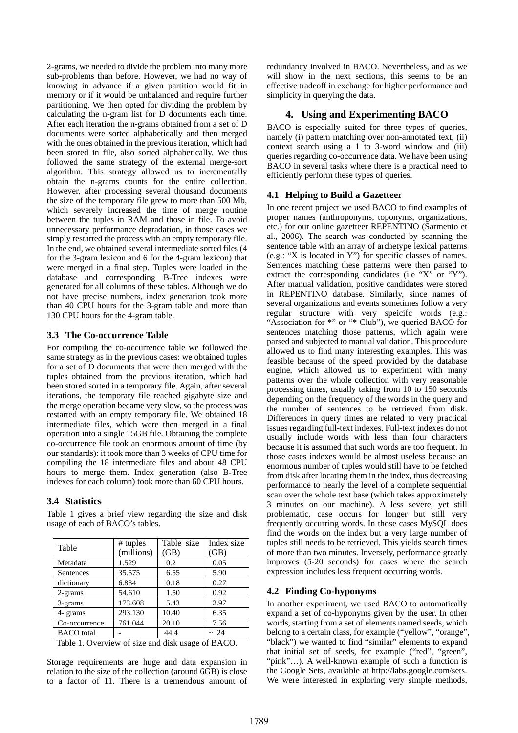2-grams, we needed to divide the problem into many more sub-problems than before. However, we had no way of knowing in advance if a given partition would fit in memory or if it would be unbalanced and require further partitioning. We then opted for dividing the problem by calculating the n-gram list for D documents each time. After each iteration the n-grams obtained from a set of D documents were sorted alphabetically and then merged with the ones obtained in the previous iteration, which had been stored in file, also sorted alphabetically. We thus followed the same strategy of the external merge-sort algorithm. This strategy allowed us to incrementally obtain the n-grams counts for the entire collection. However, after processing several thousand documents the size of the temporary file grew to more than 500 Mb, which severely increased the time of merge routine between the tuples in RAM and those in file. To avoid unnecessary performance degradation, in those cases we simply restarted the process with an empty temporary file. In the end, we obtained several intermediate sorted files (4 for the 3-gram lexicon and 6 for the 4-gram lexicon) that were merged in a final step. Tuples were loaded in the database and corresponding B-Tree indexes were generated for all columns of these tables. Although we do not have precise numbers, index generation took more than 40 CPU hours for the 3-gram table and more than 130 CPU hours for the 4-gram table.

### 3.3 The Co-occurrence Table

For compiling the co-occurrence table we followed the same strategy as in the previous cases: we obtained tuples for a set of D documents that were then merged with the tuples obtained from the previous iteration, which had been stored sorted in a temporary file. Again, after several iterations, the temporary file reached gigabyte size and the merge operation became very slow, so the process was restarted with an empty temporary file. We obtained 18 intermediate files, which were then merged in a final operation into a single 15GB file. Obtaining the complete co-occurrence file took an enormous amount of time (by our standards): it took more than 3 weeks of CPU time for compiling the 18 intermediate files and about 48 CPU hours to merge them. Index generation (also B-Tree indexes for each column) took more than 60 CPU hours.

### 3.4 Statistics

Table 1 gives a brief view regarding the size and disk usage of each of BACO's tables.

| Table | # tuples (millions) | Table size (GB) | Index size (GB) |
|---|---|---|---|
| Metadata | 1.529 | 0.2 | 0.05 |
| Sentences | 35.575 | 6.55 | 5.90 |
| dictionary | 6.834 | 0.18 | 0.27 |
| 2-grams | 54.610 | 1.50 | 0.92 |
| 3-grams | 173.608 | 5.43 | 2.97 |
| 4- grams | 293.130 | 10.40 | 6.35 |
| Co-occurrence | 761.044 | 20.10 | 7.56 |
| BACO total | - | 44.4 | ~ 24 |

Table 1. Overview of size and disk usage of BACO.

Storage requirements are huge and data expansion in relation to the size of the collection (around 6GB) is close to a factor of 11. There is a tremendous amount of redundancy involved in BACO. Nevertheless, and as we will show in the next sections, this seems to be an effective tradeoff in exchange for higher performance and simplicity in querying the data.

## 4. Using and Experimenting BACO

BACO is especially suited for three types of queries, namely (i) pattern matching over non-annotated text, (ii) context search using a 1 to 3-word window and (iii) queries regarding co-occurrence data. We have been using BACO in several tasks where there is a practical need to efficiently perform these types of queries.

### 4.1 Helping to Build a Gazetteer

In one recent project we used BACO to find examples of proper names (anthroponyms, toponyms, organizations, etc.) for our online gazetteer REPENTINO (Sarmento et al., 2006). The search was conducted by scanning the sentence table with an array of archetype lexical patterns (e.g.: "X is located in Y") for specific classes of names. Sentences matching these patterns were then parsed to extract the corresponding candidates (i.e "X" or "Y"). After manual validation, positive candidates were stored in REPENTINO database. Similarly, since names of several organizations and events sometimes follow a very regular structure with very speicifc words (e.g.: "Association for *" or "* Club"), we queried BACO for sentences matching those patterns, which again were parsed and subjected to manual validation. This procedure allowed us to find many interesting examples. This was feasible because of the speed provided by the database engine, which allowed us to experiment with many patterns over the whole collection with very reasonable processing times, usually taking from 10 to 150 seconds depending on the frequency of the words in the query and the number of sentences to be retrieved from disk. Differences in query times are related to very practical issues regarding full-text indexes. Full-text indexes do not usually include words with less than four characters because it is assumed that such words are too frequent. In those cases indexes would be almost useless because an enormous number of tuples would still have to be fetched from disk after locating them in the index, thus decreasing performance to nearly the level of a complete sequential scan over the whole text base (which takes approximately 3 minutes on our machine). A less severe, yet still problematic, case occurs for longer but still very frequently occurring words. In those cases MySQL does find the words on the index but a very large number of tuples still needs to be retrieved. This yields search times of more than two minutes. Inversely, performance greatly improves (5-20 seconds) for cases where the search expression includes less frequent occurring words.

### 4.2 Finding Co-hyponyms

In another experiment, we used BACO to automatically expand a set of co-hyponyms given by the user. In other words, starting from a set of elements named seeds, which belong to a certain class, for example ("yellow", "orange", "black") we wanted to find "similar" elements to expand that initial set of seeds, for example ("red", "green", "pink"…). A well-known example of such a function is the Google Sets, available at http://labs.google.com/sets. We were interested in exploring very simple methods,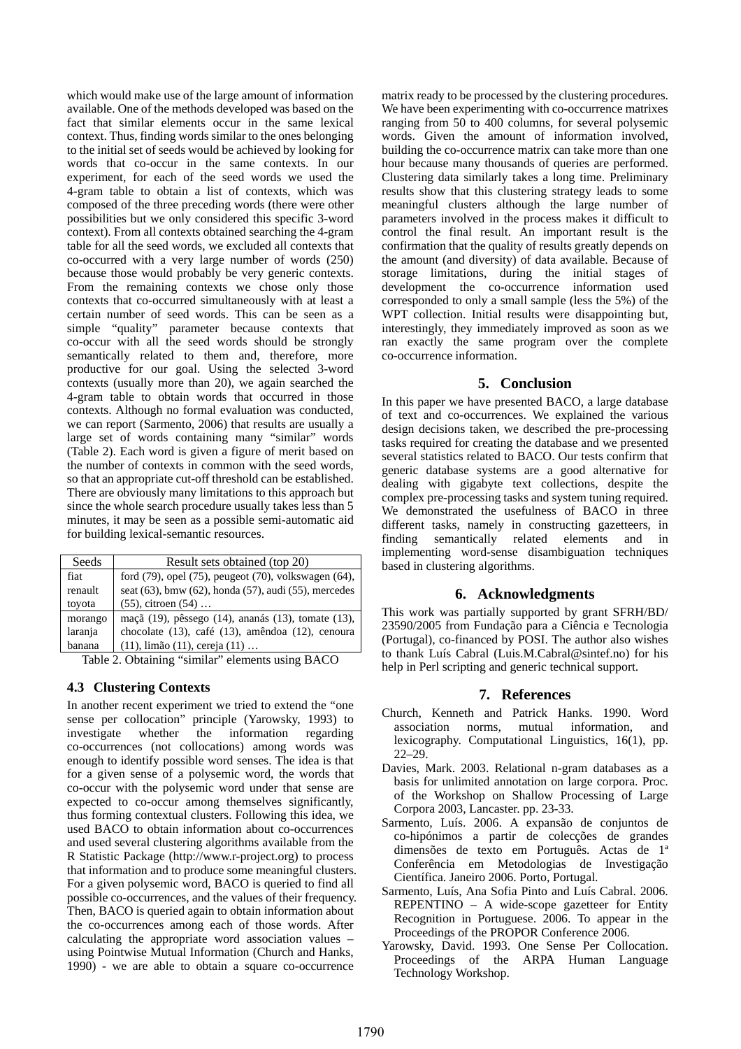which would make use of the large amount of information available. One of the methods developed was based on the fact that similar elements occur in the same lexical context. Thus, finding words similar to the ones belonging to the initial set of seeds would be achieved by looking for words that co-occur in the same contexts. In our experiment, for each of the seed words we used the 4-gram table to obtain a list of contexts, which was composed of the three preceding words (there were other possibilities but we only considered this specific 3-word context). From all contexts obtained searching the 4-gram table for all the seed words, we excluded all contexts that co-occurred with a very large number of words (250) because those would probably be very generic contexts. From the remaining contexts we chose only those contexts that co-occurred simultaneously with at least a certain number of seed words. This can be seen as a simple "quality" parameter because contexts that co-occur with all the seed words should be strongly semantically related to them and, therefore, more productive for our goal. Using the selected 3-word contexts (usually more than 20), we again searched the 4-gram table to obtain words that occurred in those contexts. Although no formal evaluation was conducted, we can report (Sarmento, 2006) that results are usually a large set of words containing many "similar" words (Table 2). Each word is given a figure of merit based on the number of contexts in common with the seed words, so that an appropriate cut-off threshold can be established. There are obviously many limitations to this approach but since the whole search procedure usually takes less than 5 minutes, it may be seen as a possible semi-automatic aid for building lexical-semantic resources.

| Seeds | Result sets obtained (top 20) |
|---|---|
| fiat<br>renault<br>toyota | ford (79), opel (75), peugeot (70), volkswagen (64), seat (63), bmw (62), honda (57), audi (55), mercedes (55), citroen (54) … |
| morango<br>laranja<br>banana | maçã (19), pêssego (14), ananás (13), tomate (13), chocolate (13), café (13), amêndoa (12), cenoura (11), limão (11), cereja (11) … |

Table 2. Obtaining "similar" elements using BACO

### 4.3 Clustering Contexts

In another recent experiment we tried to extend the "one sense per collocation" principle (Yarowsky, 1993) to investigate whether the information regarding co-occurrences (not collocations) among words was enough to identify possible word senses. The idea is that for a given sense of a polysemic word, the words that co-occur with the polysemic word under that sense are expected to co-occur among themselves significantly, thus forming contextual clusters. Following this idea, we used BACO to obtain information about co-occurrences and used several clustering algorithms available from the R Statistic Package (http://www.r-project.org) to process that information and to produce some meaningful clusters. For a given polysemic word, BACO is queried to find all possible co-occurrences, and the values of their frequency. Then, BACO is queried again to obtain information about the co-occurrences among each of those words. After calculating the appropriate word association values – using Pointwise Mutual Information (Church and Hanks, 1990) - we are able to obtain a square co-occurrence matrix ready to be processed by the clustering procedures. We have been experimenting with co-occurrence matrixes ranging from 50 to 400 columns, for several polysemic words. Given the amount of information involved, building the co-occurrence matrix can take more than one hour because many thousands of queries are performed. Clustering data similarly takes a long time. Preliminary results show that this clustering strategy leads to some meaningful clusters although the large number of parameters involved in the process makes it difficult to control the final result. An important result is the confirmation that the quality of results greatly depends on the amount (and diversity) of data available. Because of storage limitations, during the initial stages of development the co-occurrence information used corresponded to only a small sample (less the 5%) of the WPT collection. Initial results were disappointing but, interestingly, they immediately improved as soon as we ran exactly the same program over the complete co-occurrence information.

## 5. Conclusion

In this paper we have presented BACO, a large database of text and co-occurrences. We explained the various design decisions taken, we described the pre-processing tasks required for creating the database and we presented several statistics related to BACO. Our tests confirm that generic database systems are a good alternative for dealing with gigabyte text collections, despite the complex pre-processing tasks and system tuning required. We demonstrated the usefulness of BACO in three different tasks, namely in constructing gazetteers, in finding semantically related elements and in implementing word-sense disambiguation techniques based in clustering algorithms.

## 6. Acknowledgments

This work was partially supported by grant SFRH/BD/ 23590/2005 from Fundação para a Ciência e Tecnologia (Portugal), co-financed by POSI. The author also wishes to thank Luís Cabral (Luis.M.Cabral@sintef.no) for his help in Perl scripting and generic technical support.

## 7. References

Church, Kenneth and Patrick Hanks. 1990. Word association norms, mutual information, and lexicography. Computational Linguistics, 16(1), pp. 22–29.

Davies, Mark. 2003. Relational n-gram databases as a basis for unlimited annotation on large corpora. Proc. of the Workshop on Shallow Processing of Large Corpora 2003, Lancaster. pp. 23-33.

Sarmento, Luís. 2006. A expansão de conjuntos de co-hipónimos a partir de colecções de grandes dimensões de texto em Português. Actas de 1ª Conferência em Metodologias de Investigação Científica. Janeiro 2006. Porto, Portugal.

Sarmento, Luís, Ana Sofia Pinto and Luís Cabral. 2006. REPENTINO – A wide-scope gazetteer for Entity Recognition in Portuguese. 2006. To appear in the Proceedings of the PROPOR Conference 2006.

Yarowsky, David. 1993. One Sense Per Collocation. Proceedings of the ARPA Human Language Technology Workshop.